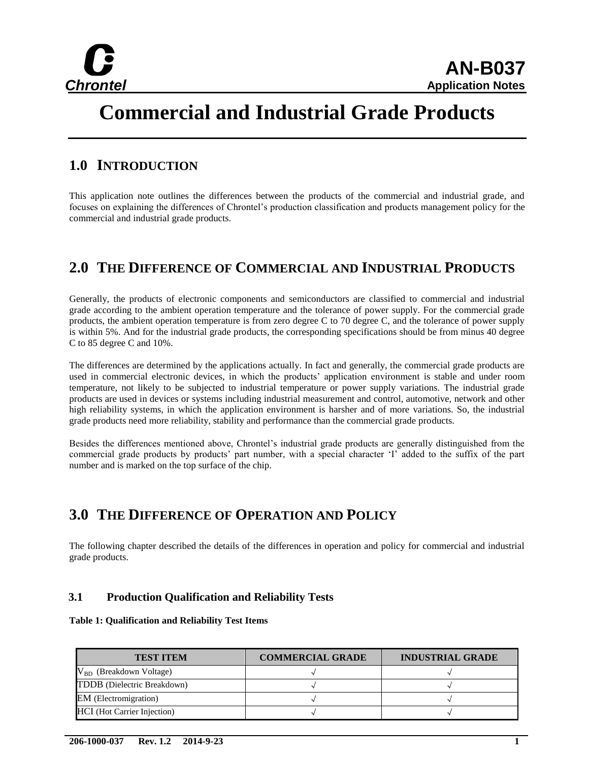# Commercial and Industrial Grade Products

## 1.0 INTRODUCTION

This application note outlines the differences between the products of the commercial and industrial grade, and focuses on explaining the differences of Chrontel's production classification and products management policy for the commercial and industrial grade products.

## 2.0 THE DIFFERENCE OF COMMERCIAL AND INDUSTRIAL PRODUCTS

Generally, the products of electronic components and semiconductors are classified to commercial and industrial grade according to the ambient operation temperature and the tolerance of power supply. For the commercial grade products, the ambient operation temperature is from zero degree C to 70 degree C, and the tolerance of power supply is within 5%. And for the industrial grade products, the corresponding specifications should be from minus 40 degree C to 85 degree C and 10%.

The differences are determined by the applications actually. In fact and generally, the commercial grade products are used in commercial electronic devices, in which the products' application environment is stable and under room temperature, not likely to be subjected to industrial temperature or power supply variations. The industrial grade products are used in devices or systems including industrial measurement and control, automotive, network and other high reliability systems, in which the application environment is harsher and of more variations. So, the industrial grade products need more reliability, stability and performance than the commercial grade products.

Besides the differences mentioned above, Chrontel's industrial grade products are generally distinguished from the commercial grade products by products' part number, with a special character 'I' added to the suffix of the part number and is marked on the top surface of the chip.

## 3.0 THE DIFFERENCE OF OPERATION AND POLICY

The following chapter described the details of the differences in operation and policy for commercial and industrial grade products.

### 3.1 Production Qualification and Reliability Tests

**Table 1: Qualification and Reliability Test Items**

| TEST ITEM | COMMERCIAL GRADE | INDUSTRIAL GRADE |
|---|---|---|
| $V_{BD}$ (Breakdown Voltage) | √ | √ |
| TDDB (Dielectric Breakdown) | √ | √ |
| EM (Electromigration) | √ | √ |
| HCI (Hot Carrier Injection) | √ | √ |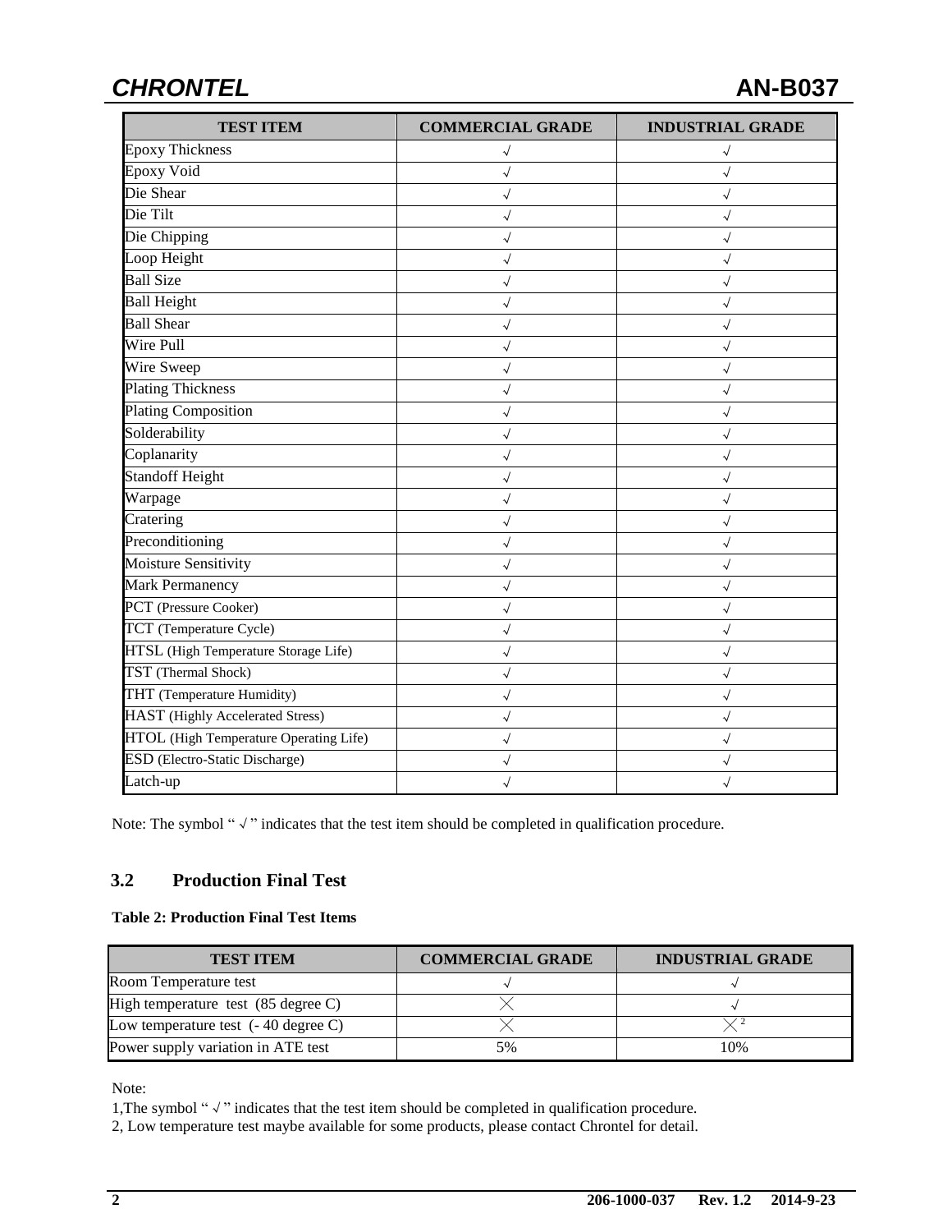| TEST ITEM | COMMERCIAL GRADE | INDUSTRIAL GRADE |
|---|---|---|
| Epoxy Thickness | √ | √ |
| Epoxy Void | √ | √ |
| Die Shear | √ | √ |
| Die Tilt | √ | √ |
| Die Chipping | √ | √ |
| Loop Height | √ | √ |
| Ball Size | √ | √ |
| Ball Height | √ | √ |
| Ball Shear | √ | √ |
| Wire Pull | √ | √ |
| Wire Sweep | √ | √ |
| Plating Thickness | √ | √ |
| Plating Composition | √ | √ |
| Solderability | √ | √ |
| Coplanarity | √ | √ |
| Standoff Height | √ | √ |
| Warpage | √ | √ |
| Cratering | √ | √ |
| Preconditioning | √ | √ |
| Moisture Sensitivity | √ | √ |
| Mark Permanency | √ | √ |
| PCT (Pressure Cooker) | √ | √ |
| TCT (Temperature Cycle) | √ | √ |
| HTSL (High Temperature Storage Life) | √ | √ |
| TST (Thermal Shock) | √ | √ |
| THT (Temperature Humidity) | √ | √ |
| HAST (Highly Accelerated Stress) | √ | √ |
| HTOL (High Temperature Operating Life) | √ | √ |
| ESD (Electro-Static Discharge) | √ | √ |
| Latch-up | √ | √ |

Note: The symbol " √ " indicates that the test item should be completed in qualification procedure.

## 3.2 Production Final Test

**Table 2: Production Final Test Items**

| TEST ITEM | COMMERCIAL GRADE | INDUSTRIAL GRADE |
|---|---|---|
| Room Temperature test | √ | √ |
| High temperature test (85 degree C) | × | √ |
| Low temperature test (- 40 degree C) | × | ×[2] |
| Power supply variation in ATE test | 5% | 10% |

Note:

1,The symbol " √ " indicates that the test item should be completed in qualification procedure.

2, Low temperature test maybe available for some products, please contact Chrontel for detail.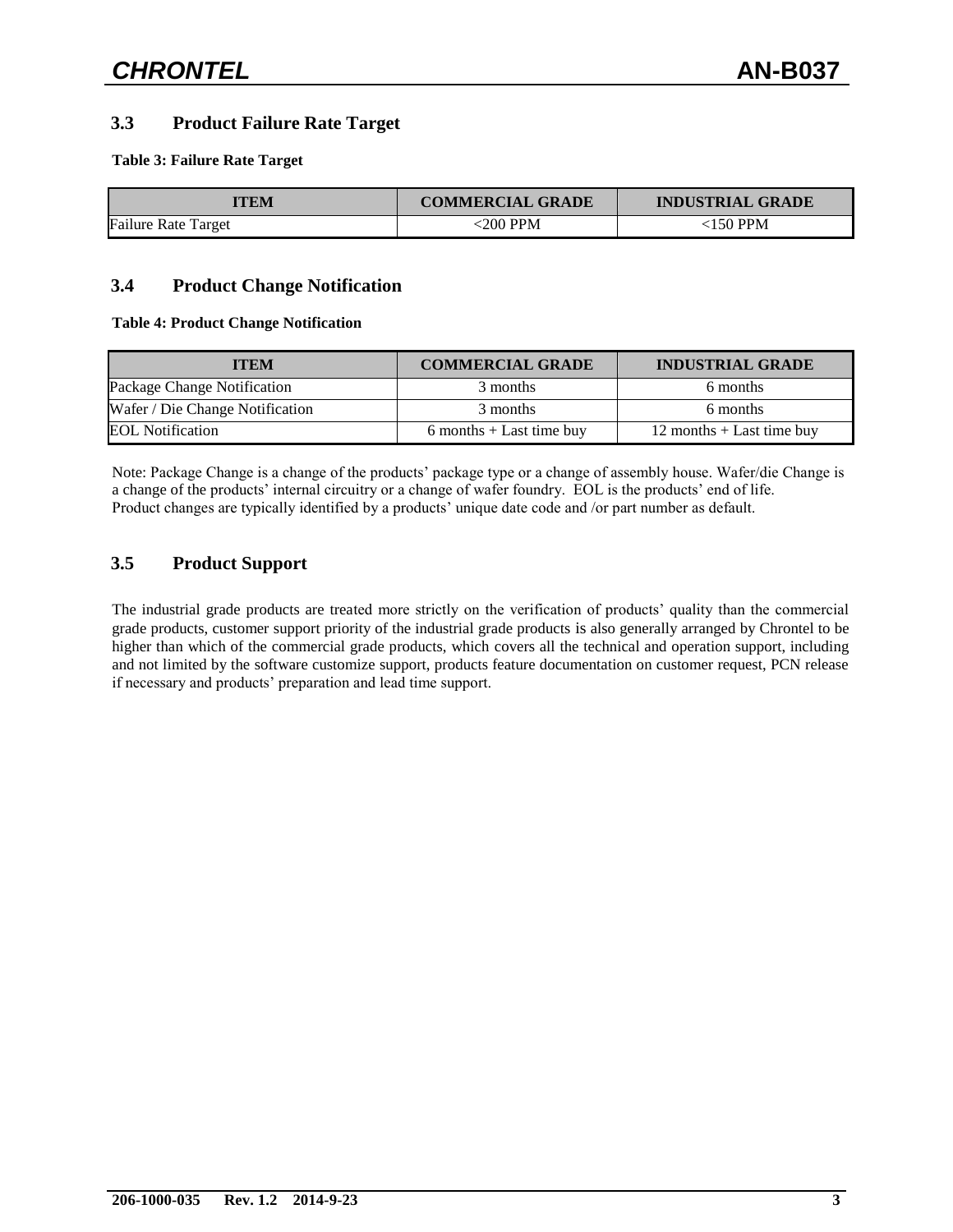### 3.3 Product Failure Rate Target

**Table 3: Failure Rate Target**

| ITEM | COMMERCIAL GRADE | INDUSTRIAL GRADE |
|---|---|---|
| Failure Rate Target | <200 PPM | <150 PPM |

### 3.4 Product Change Notification

**Table 4: Product Change Notification**

| ITEM | COMMERCIAL GRADE | INDUSTRIAL GRADE |
|---|---|---|
| Package Change Notification | 3 months | 6 months |
| Wafer / Die Change Notification | 3 months | 6 months |
| EOL Notification | 6 months + Last time buy | 12 months + Last time buy |

Note: Package Change is a change of the products' package type or a change of assembly house. Wafer/die Change is a change of the products' internal circuitry or a change of wafer foundry. EOL is the products' end of life.
Product changes are typically identified by a products' unique date code and /or part number as default.

### 3.5 Product Support

The industrial grade products are treated more strictly on the verification of products' quality than the commercial grade products, customer support priority of the industrial grade products is also generally arranged by Chrontel to be higher than which of the commercial grade products, which covers all the technical and operation support, including and not limited by the software customize support, products feature documentation on customer request, PCN release if necessary and products' preparation and lead time support.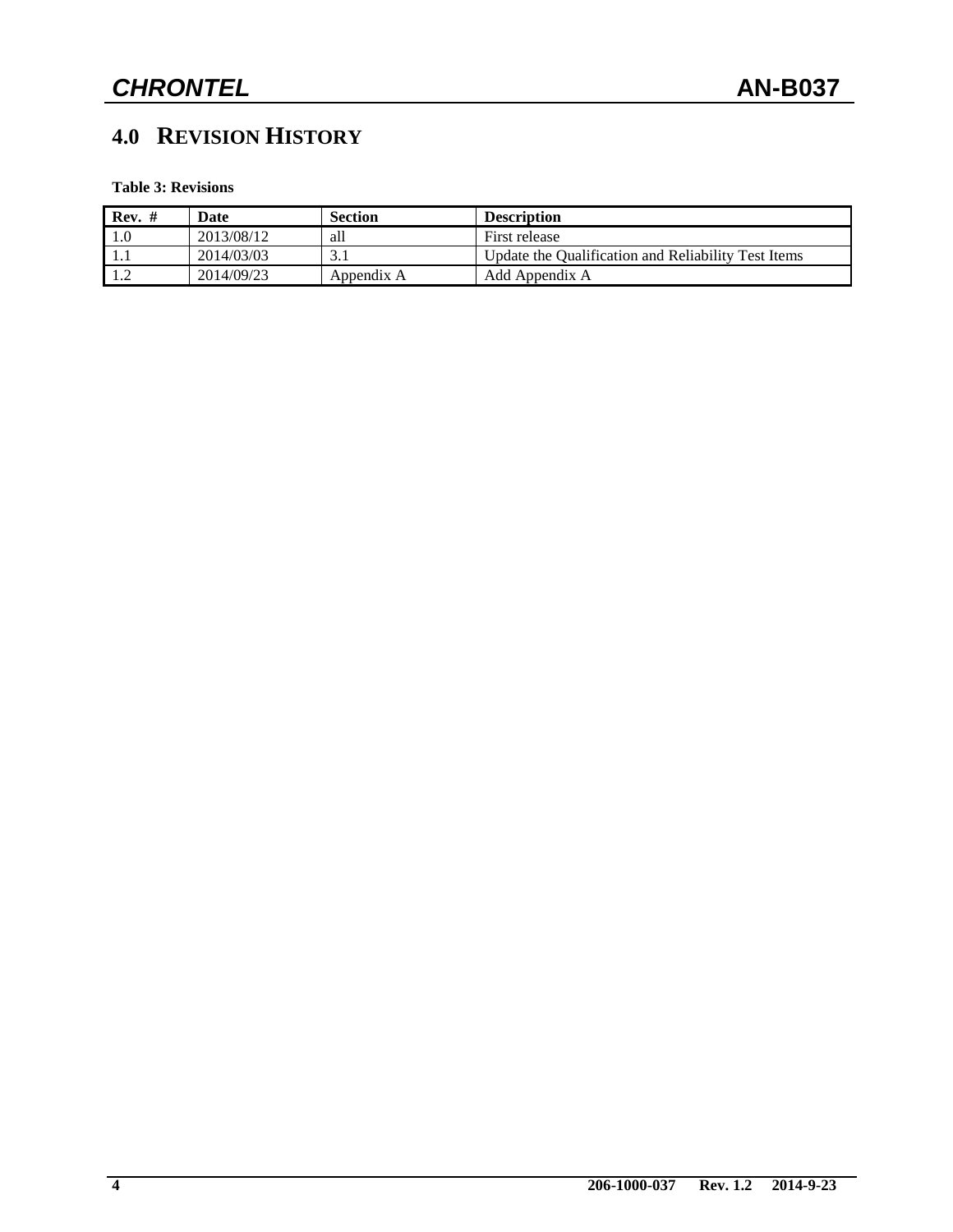## 4.0 REVISION HISTORY

**Table 3: Revisions**

| Rev. # | Date | Section | Description |
|---|---|---|---|
| 1.0 | 2013/08/12 | all | First release |
| 1.1 | 2014/03/03 | 3.1 | Update the Qualification and Reliability Test Items |
| 1.2 | 2014/09/23 | Appendix A | Add Appendix A |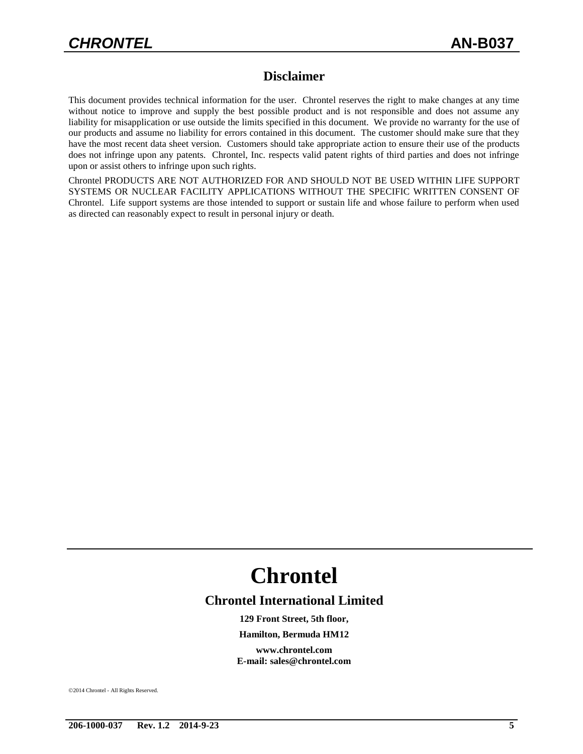## Disclaimer

This document provides technical information for the user. Chrontel reserves the right to make changes at any time without notice to improve and supply the best possible product and is not responsible and does not assume any liability for misapplication or use outside the limits specified in this document. We provide no warranty for the use of our products and assume no liability for errors contained in this document. The customer should make sure that they have the most recent data sheet version. Customers should take appropriate action to ensure their use of the products does not infringe upon any patents. Chrontel, Inc. respects valid patent rights of third parties and does not infringe upon or assist others to infringe upon such rights.

Chrontel PRODUCTS ARE NOT AUTHORIZED FOR AND SHOULD NOT BE USED WITHIN LIFE SUPPORT SYSTEMS OR NUCLEAR FACILITY APPLICATIONS WITHOUT THE SPECIFIC WRITTEN CONSENT OF Chrontel. Life support systems are those intended to support or sustain life and whose failure to perform when used as directed can reasonably expect to result in personal injury or death.

# Chrontel

## Chrontel International Limited

**129 Front Street, 5th floor,**

**Hamilton, Bermuda HM12**

**www.chrontel.com**
**E-mail: sales@chrontel.com**

©2014 Chrontel - All Rights Reserved.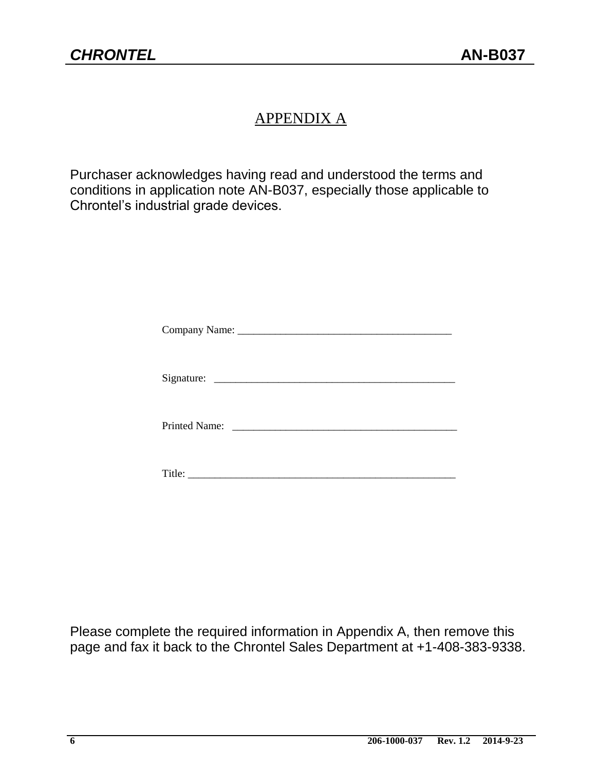# APPENDIX A

Purchaser acknowledges having read and understood the terms and conditions in application note AN-B037, especially those applicable to Chrontel's industrial grade devices.

Company Name: _________________________________________

Signature: _______________________________________________

Printed Name: ____________________________________________

Title: _____________________________________________________

Please complete the required information in Appendix A, then remove this page and fax it back to the Chrontel Sales Department at +1-408-383-9338.